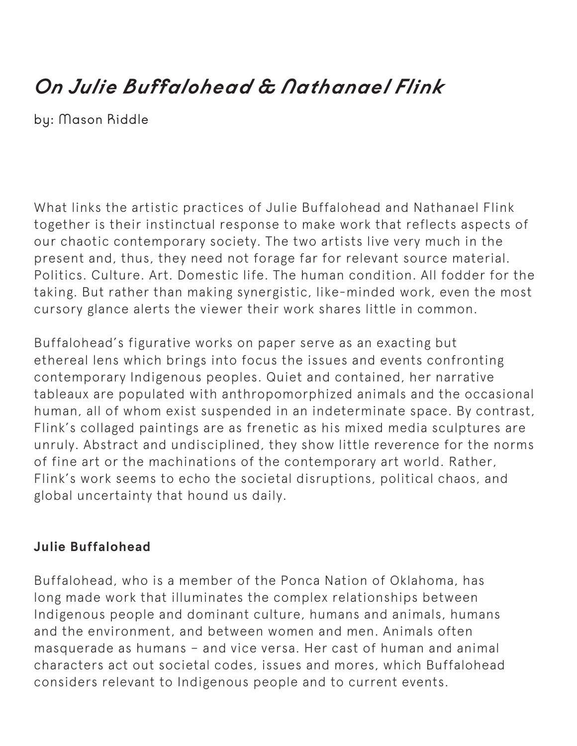# *On Julie Buffalohead & Nathanael Flink*

by: Mason Riddle

What links the artistic practices of Julie Buffalohead and Nathanael Flink together is their instinctual response to make work that reflects aspects of our chaotic contemporary society. The two artists live very much in the present and, thus, they need not forage far for relevant source material. Politics. Culture. Art. Domestic life. The human condition. All fodder for the taking. But rather than making synergistic, like-minded work, even the most cursory glance alerts the viewer their work shares little in common.

Buffalohead's figurative works on paper serve as an exacting but ethereal lens which brings into focus the issues and events confronting contemporary Indigenous peoples. Quiet and contained, her narrative tableaux are populated with anthropomorphized animals and the occasional human, all of whom exist suspended in an indeterminate space. By contrast, Flink's collaged paintings are as frenetic as his mixed media sculptures are unruly. Abstract and undisciplined, they show little reverence for the norms of fine art or the machinations of the contemporary art world. Rather, Flink's work seems to echo the societal disruptions, political chaos, and global uncertainty that hound us daily.

**Julie Buffalohead**

Buffalohead, who is a member of the Ponca Nation of Oklahoma, has long made work that illuminates the complex relationships between Indigenous people and dominant culture, humans and animals, humans and the environment, and between women and men. Animals often masquerade as humans – and vice versa. Her cast of human and animal characters act out societal codes, issues and mores, which Buffalohead considers relevant to Indigenous people and to current events.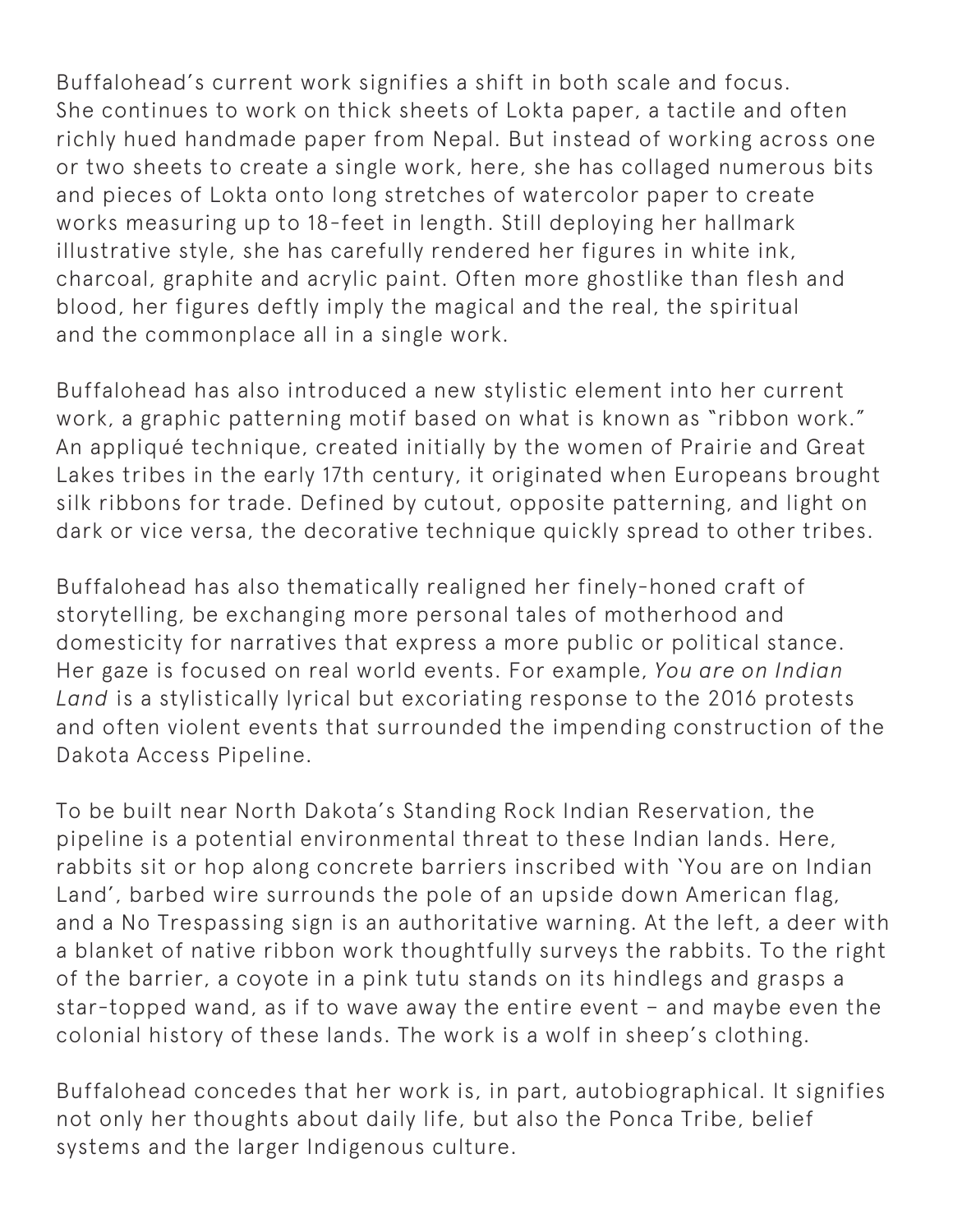Buffalohead's current work signifies a shift in both scale and focus. She continues to work on thick sheets of Lokta paper, a tactile and often richly hued handmade paper from Nepal. But instead of working across one or two sheets to create a single work, here, she has collaged numerous bits and pieces of Lokta onto long stretches of watercolor paper to create works measuring up to 18-feet in length. Still deploying her hallmark illustrative style, she has carefully rendered her figures in white ink, charcoal, graphite and acrylic paint. Often more ghostlike than flesh and blood, her figures deftly imply the magical and the real, the spiritual and the commonplace all in a single work.

Buffalohead has also introduced a new stylistic element into her current work, a graphic patterning motif based on what is known as "ribbon work." An appliqué technique, created initially by the women of Prairie and Great Lakes tribes in the early 17th century, it originated when Europeans brought silk ribbons for trade. Defined by cutout, opposite patterning, and light on dark or vice versa, the decorative technique quickly spread to other tribes.

Buffalohead has also thematically realigned her finely-honed craft of storytelling, be exchanging more personal tales of motherhood and domesticity for narratives that express a more public or political stance. Her gaze is focused on real world events. For example, *You are on Indian Land* is a stylistically lyrical but excoriating response to the 2016 protests and often violent events that surrounded the impending construction of the Dakota Access Pipeline.

To be built near North Dakota's Standing Rock Indian Reservation, the pipeline is a potential environmental threat to these Indian lands. Here, rabbits sit or hop along concrete barriers inscribed with 'You are on Indian Land', barbed wire surrounds the pole of an upside down American flag, and a No Trespassing sign is an authoritative warning. At the left, a deer with a blanket of native ribbon work thoughtfully surveys the rabbits. To the right of the barrier, a coyote in a pink tutu stands on its hindlegs and grasps a star-topped wand, as if to wave away the entire event – and maybe even the colonial history of these lands. The work is a wolf in sheep's clothing.

Buffalohead concedes that her work is, in part, autobiographical. It signifies not only her thoughts about daily life, but also the Ponca Tribe, belief systems and the larger Indigenous culture.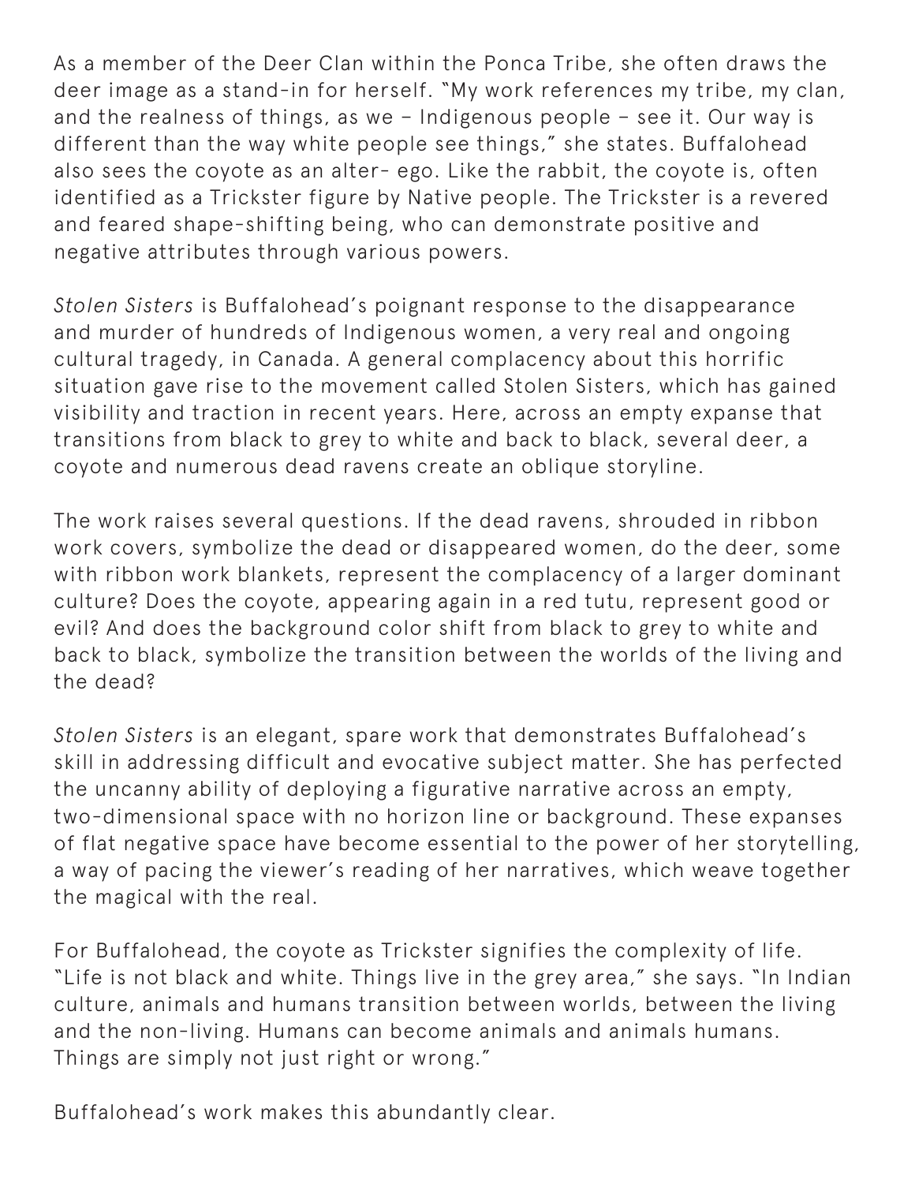As a member of the Deer Clan within the Ponca Tribe, she often draws the deer image as a stand-in for herself. "My work references my tribe, my clan, and the realness of things, as we – Indigenous people – see it. Our way is different than the way white people see things," she states. Buffalohead also sees the coyote as an alter- ego. Like the rabbit, the coyote is, often identified as a Trickster figure by Native people. The Trickster is a revered and feared shape-shifting being, who can demonstrate positive and negative attributes through various powers.

*Stolen Sisters* is Buffalohead's poignant response to the disappearance and murder of hundreds of Indigenous women, a very real and ongoing cultural tragedy, in Canada. A general complacency about this horrific situation gave rise to the movement called Stolen Sisters, which has gained visibility and traction in recent years. Here, across an empty expanse that transitions from black to grey to white and back to black, several deer, a coyote and numerous dead ravens create an oblique storyline.

The work raises several questions. If the dead ravens, shrouded in ribbon work covers, symbolize the dead or disappeared women, do the deer, some with ribbon work blankets, represent the complacency of a larger dominant culture? Does the coyote, appearing again in a red tutu, represent good or evil? And does the background color shift from black to grey to white and back to black, symbolize the transition between the worlds of the living and the dead?

*Stolen Sisters* is an elegant, spare work that demonstrates Buffalohead's skill in addressing difficult and evocative subject matter. She has perfected the uncanny ability of deploying a figurative narrative across an empty, two-dimensional space with no horizon line or background. These expanses of flat negative space have become essential to the power of her storytelling, a way of pacing the viewer's reading of her narratives, which weave together the magical with the real.

For Buffalohead, the coyote as Trickster signifies the complexity of life. "Life is not black and white. Things live in the grey area," she says. "In Indian culture, animals and humans transition between worlds, between the living and the non-living. Humans can become animals and animals humans. Things are simply not just right or wrong."

Buffalohead's work makes this abundantly clear.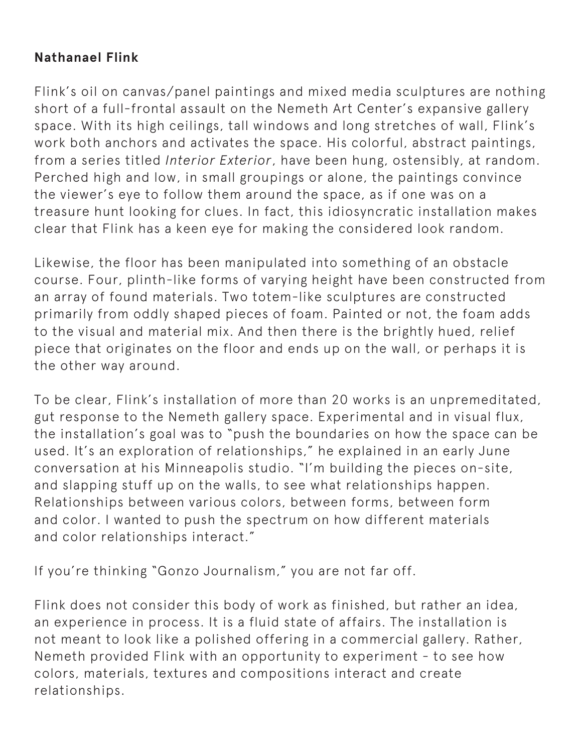**Nathanael Flink**

Flink's oil on canvas/panel paintings and mixed media sculptures are nothing short of a full-frontal assault on the Nemeth Art Center's expansive gallery space. With its high ceilings, tall windows and long stretches of wall, Flink's work both anchors and activates the space. His colorful, abstract paintings, from a series titled *Interior Exterior*, have been hung, ostensibly, at random. Perched high and low, in small groupings or alone, the paintings convince the viewer's eye to follow them around the space, as if one was on a treasure hunt looking for clues. In fact, this idiosyncratic installation makes clear that Flink has a keen eye for making the considered look random.

Likewise, the floor has been manipulated into something of an obstacle course. Four, plinth-like forms of varying height have been constructed from an array of found materials. Two totem-like sculptures are constructed primarily from oddly shaped pieces of foam. Painted or not, the foam adds to the visual and material mix. And then there is the brightly hued, relief piece that originates on the floor and ends up on the wall, or perhaps it is the other way around.

To be clear, Flink's installation of more than 20 works is an unpremeditated, gut response to the Nemeth gallery space. Experimental and in visual flux, the installation's goal was to "push the boundaries on how the space can be used. It's an exploration of relationships," he explained in an early June conversation at his Minneapolis studio. "I'm building the pieces on-site, and slapping stuff up on the walls, to see what relationships happen. Relationships between various colors, between forms, between form and color. I wanted to push the spectrum on how different materials and color relationships interact."

If you're thinking "Gonzo Journalism," you are not far off.

Flink does not consider this body of work as finished, but rather an idea, an experience in process. It is a fluid state of affairs. The installation is not meant to look like a polished offering in a commercial gallery. Rather, Nemeth provided Flink with an opportunity to experiment – to see how colors, materials, textures and compositions interact and create relationships.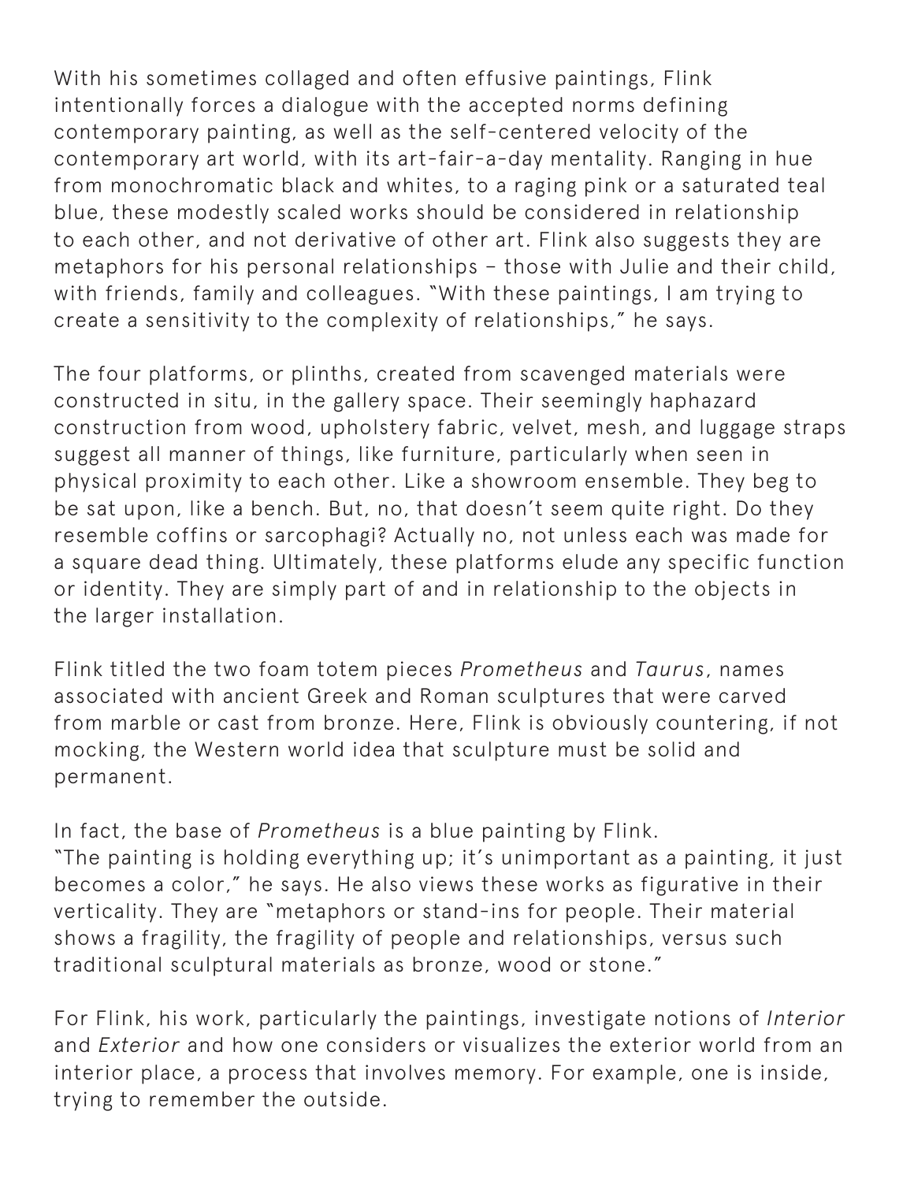With his sometimes collaged and often effusive paintings, Flink intentionally forces a dialogue with the accepted norms defining contemporary painting, as well as the self-centered velocity of the contemporary art world, with its art-fair-a-day mentality. Ranging in hue from monochromatic black and whites, to a raging pink or a saturated teal blue, these modestly scaled works should be considered in relationship to each other, and not derivative of other art. Flink also suggests they are metaphors for his personal relationships – those with Julie and their child, with friends, family and colleagues. "With these paintings, I am trying to create a sensitivity to the complexity of relationships," he says.

The four platforms, or plinths, created from scavenged materials were constructed in situ, in the gallery space. Their seemingly haphazard construction from wood, upholstery fabric, velvet, mesh, and luggage straps suggest all manner of things, like furniture, particularly when seen in physical proximity to each other. Like a showroom ensemble. They beg to be sat upon, like a bench. But, no, that doesn't seem quite right. Do they resemble coffins or sarcophagi? Actually no, not unless each was made for a square dead thing. Ultimately, these platforms elude any specific function or identity. They are simply part of and in relationship to the objects in the larger installation.

Flink titled the two foam totem pieces *Prometheus* and *Taurus*, names associated with ancient Greek and Roman sculptures that were carved from marble or cast from bronze. Here, Flink is obviously countering, if not mocking, the Western world idea that sculpture must be solid and permanent.

In fact, the base of *Prometheus* is a blue painting by Flink. "The painting is holding everything up; it's unimportant as a painting, it just becomes a color," he says. He also views these works as figurative in their verticality. They are "metaphors or stand-ins for people. Their material shows a fragility, the fragility of people and relationships, versus such traditional sculptural materials as bronze, wood or stone."

For Flink, his work, particularly the paintings, investigate notions of *Interior* and *Exterior* and how one considers or visualizes the exterior world from an interior place, a process that involves memory. For example, one is inside, trying to remember the outside.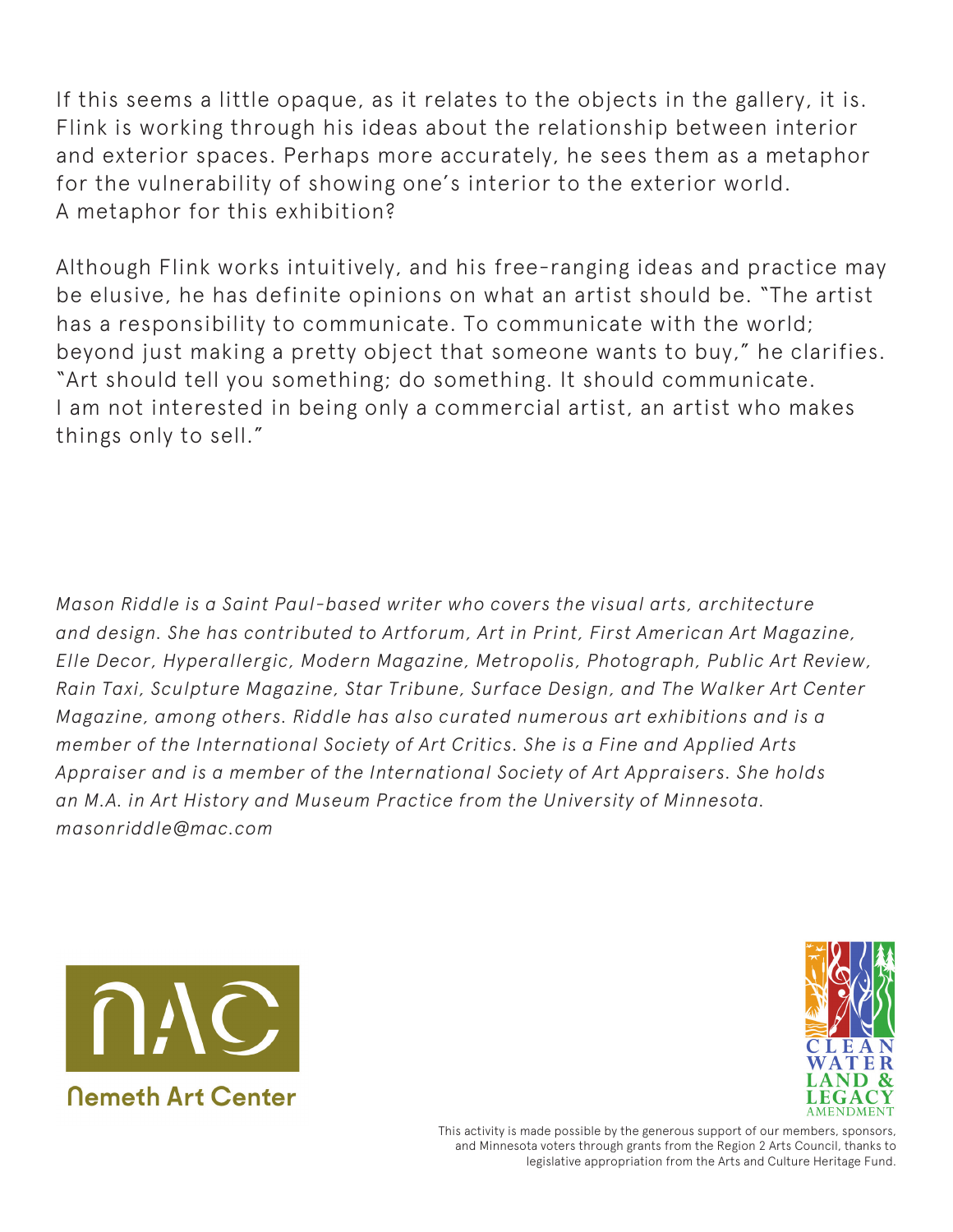If this seems a little opaque, as it relates to the objects in the gallery, it is. Flink is working through his ideas about the relationship between interior and exterior spaces. Perhaps more accurately, he sees them as a metaphor for the vulnerability of showing one's interior to the exterior world. A metaphor for this exhibition?

Although Flink works intuitively, and his free-ranging ideas and practice may be elusive, he has definite opinions on what an artist should be. "The artist has a responsibility to communicate. To communicate with the world; beyond just making a pretty object that someone wants to buy," he clarifies. "Art should tell you something; do something. It should communicate. I am not interested in being only a commercial artist, an artist who makes things only to sell."

*Mason Riddle is a Saint Paul-based writer who covers the visual arts, architecture and design. She has contributed to Artforum, Art in Print, First American Art Magazine, Elle Decor, Hyperallergic, Modern Magazine, Metropolis, Photograph, Public Art Review, Rain Taxi, Sculpture Magazine, Star Tribune, Surface Design, and The Walker Art Center Magazine, among others. Riddle has also curated numerous art exhibitions and is a member of the International Society of Art Critics. She is a Fine and Applied Arts Appraiser and is a member of the International Society of Art Appraisers. She holds an M.A. in Art History and Museum Practice from the University of Minnesota. masonriddle@mac.com*

NAC
Nemeth Art Center

CLEAN WATER LAND & LEGACY AMENDMENT

This activity is made possible by the generous support of our members, sponsors, and Minnesota voters through grants from the Region 2 Arts Council, thanks to legislative appropriation from the Arts and Culture Heritage Fund.